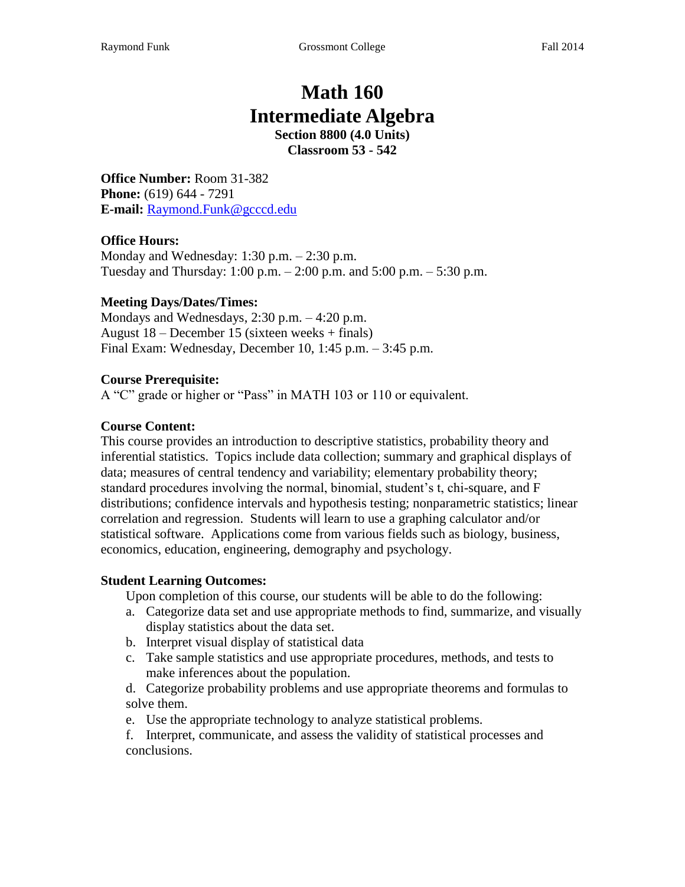# Math 160
# Intermediate Algebra

**Section 8800 (4.0 Units)**
**Classroom 53 - 542**

**Office Number:** Room 31-382
**Phone:** (619) 644 - 7291
**E-mail:** Raymond.Funk@gcccd.edu

**Office Hours:**
Monday and Wednesday: 1:30 p.m. – 2:30 p.m.
Tuesday and Thursday: 1:00 p.m. – 2:00 p.m. and 5:00 p.m. – 5:30 p.m.

**Meeting Days/Dates/Times:**
Mondays and Wednesdays, 2:30 p.m. – 4:20 p.m.
August 18 – December 15 (sixteen weeks + finals)
Final Exam: Wednesday, December 10, 1:45 p.m. – 3:45 p.m.

**Course Prerequisite:**
A "C" grade or higher or "Pass" in MATH 103 or 110 or equivalent.

**Course Content:**
This course provides an introduction to descriptive statistics, probability theory and inferential statistics. Topics include data collection; summary and graphical displays of data; measures of central tendency and variability; elementary probability theory; standard procedures involving the normal, binomial, student's t, chi-square, and F distributions; confidence intervals and hypothesis testing; nonparametric statistics; linear correlation and regression. Students will learn to use a graphing calculator and/or statistical software. Applications come from various fields such as biology, business, economics, education, engineering, demography and psychology.

**Student Learning Outcomes:**

Upon completion of this course, our students will be able to do the following:

a. Categorize data set and use appropriate methods to find, summarize, and visually display statistics about the data set.
b. Interpret visual display of statistical data
c. Take sample statistics and use appropriate procedures, methods, and tests to make inferences about the population.
d. Categorize probability problems and use appropriate theorems and formulas to solve them.
e. Use the appropriate technology to analyze statistical problems.
f. Interpret, communicate, and assess the validity of statistical processes and conclusions.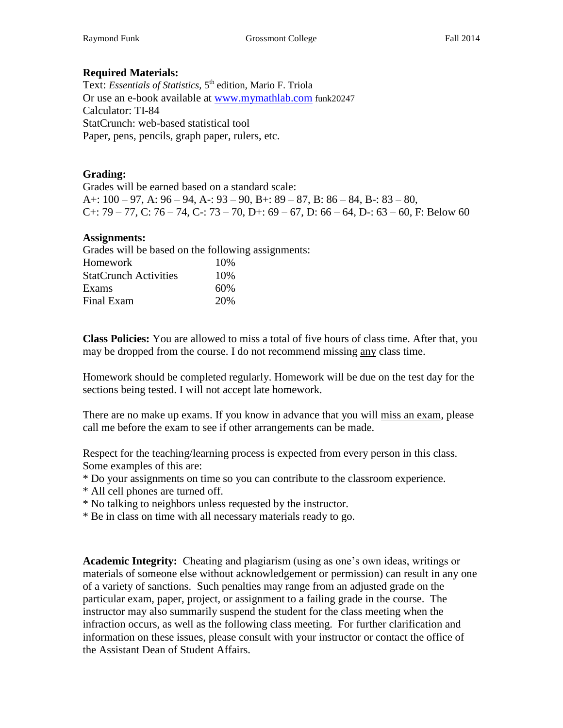**Required Materials:**

Text: *Essentials of Statistics,* 5th edition, Mario F. Triola
Or use an e-book available at www.mymathlab.com funk20247
Calculator: TI-84
StatCrunch: web-based statistical tool
Paper, pens, pencils, graph paper, rulers, etc.

**Grading:**

Grades will be earned based on a standard scale:
A+: 100 – 97, A: 96 – 94, A-: 93 – 90, B+: 89 – 87, B: 86 – 84, B-: 83 – 80,
C+: 79 – 77, C: 76 – 74, C-: 73 – 70, D+: 69 – 67, D: 66 – 64, D-: 63 – 60, F: Below 60

**Assignments:**

Grades will be based on the following assignments:

| | |
|---|---|
| Homework | 10% |
| StatCrunch Activities | 10% |
| Exams | 60% |
| Final Exam | 20% |

**Class Policies:** You are allowed to miss a total of five hours of class time. After that, you may be dropped from the course. I do not recommend missing <u>any</u> class time.

Homework should be completed regularly. Homework will be due on the test day for the sections being tested. I will not accept late homework.

There are no make up exams. If you know in advance that you will <u>miss an exam</u>, please call me before the exam to see if other arrangements can be made.

Respect for the teaching/learning process is expected from every person in this class. Some examples of this are:

* Do your assignments on time so you can contribute to the classroom experience.
* All cell phones are turned off.
* No talking to neighbors unless requested by the instructor.
* Be in class on time with all necessary materials ready to go.

**Academic Integrity:** Cheating and plagiarism (using as one's own ideas, writings or materials of someone else without acknowledgement or permission) can result in any one of a variety of sanctions. Such penalties may range from an adjusted grade on the particular exam, paper, project, or assignment to a failing grade in the course. The instructor may also summarily suspend the student for the class meeting when the infraction occurs, as well as the following class meeting. For further clarification and information on these issues, please consult with your instructor or contact the office of the Assistant Dean of Student Affairs.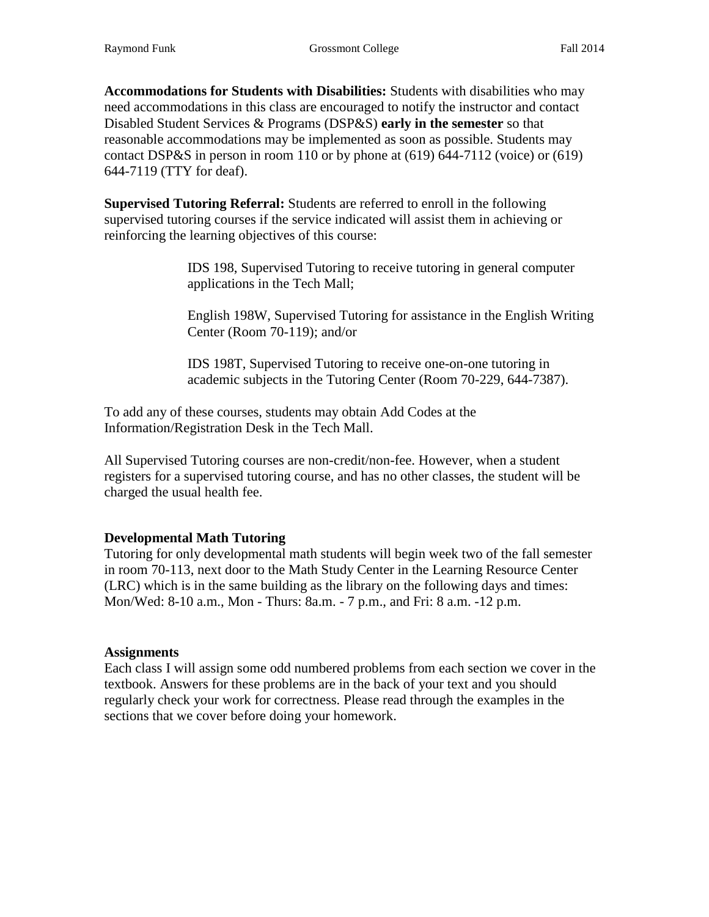**Accommodations for Students with Disabilities:** Students with disabilities who may need accommodations in this class are encouraged to notify the instructor and contact Disabled Student Services & Programs (DSP&S) **early in the semester** so that reasonable accommodations may be implemented as soon as possible. Students may contact DSP&S in person in room 110 or by phone at (619) 644-7112 (voice) or (619) 644-7119 (TTY for deaf).

**Supervised Tutoring Referral:** Students are referred to enroll in the following supervised tutoring courses if the service indicated will assist them in achieving or reinforcing the learning objectives of this course:

> IDS 198, Supervised Tutoring to receive tutoring in general computer applications in the Tech Mall;
>
> English 198W, Supervised Tutoring for assistance in the English Writing Center (Room 70-119); and/or
>
> IDS 198T, Supervised Tutoring to receive one-on-one tutoring in academic subjects in the Tutoring Center (Room 70-229, 644-7387).

To add any of these courses, students may obtain Add Codes at the Information/Registration Desk in the Tech Mall.

All Supervised Tutoring courses are non-credit/non-fee. However, when a student registers for a supervised tutoring course, and has no other classes, the student will be charged the usual health fee.

### Developmental Math Tutoring

Tutoring for only developmental math students will begin week two of the fall semester in room 70-113, next door to the Math Study Center in the Learning Resource Center (LRC) which is in the same building as the library on the following days and times: Mon/Wed: 8-10 a.m., Mon - Thurs: 8a.m. - 7 p.m., and Fri: 8 a.m. -12 p.m.

### Assignments

Each class I will assign some odd numbered problems from each section we cover in the textbook. Answers for these problems are in the back of your text and you should regularly check your work for correctness. Please read through the examples in the sections that we cover before doing your homework.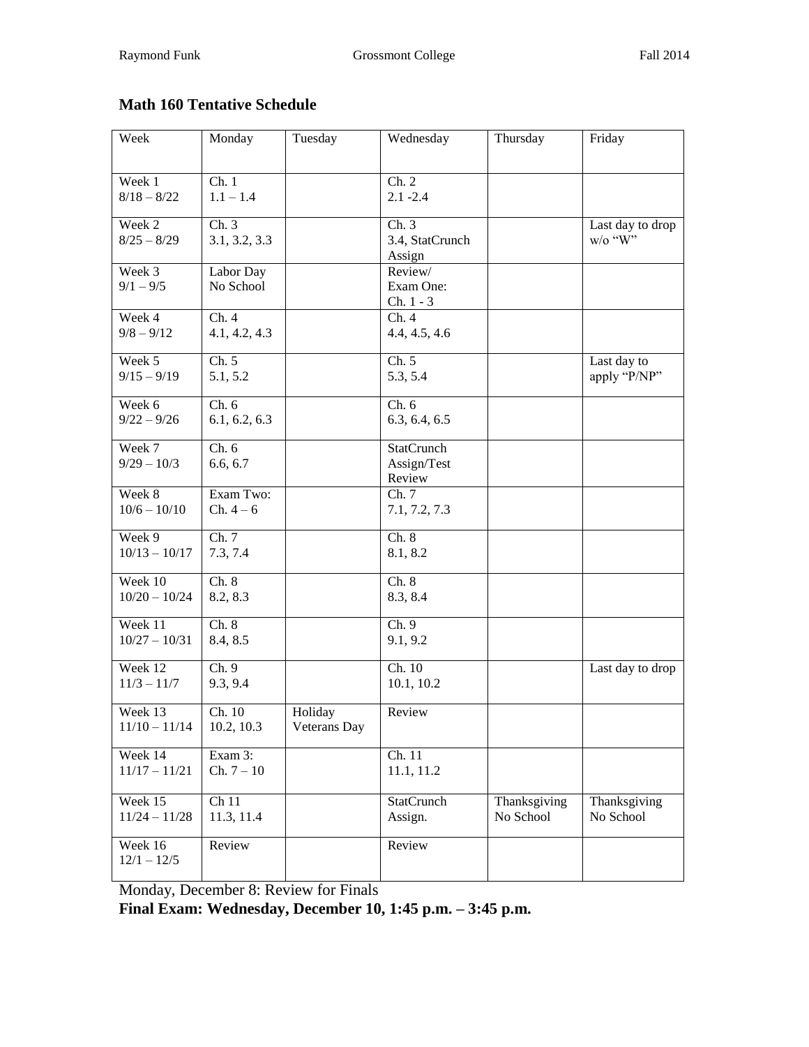## Math 160 Tentative Schedule

| Week | Monday | Tuesday | Wednesday | Thursday | Friday |
|---|---|---|---|---|---|
| Week 1 8/18 – 8/22 | Ch. 1 1.1 – 1.4 | | Ch. 2 2.1 -2.4 | | |
| Week 2 8/25 – 8/29 | Ch. 3 3.1, 3.2, 3.3 | | Ch. 3 3.4, StatCrunch Assign | | Last day to drop w/o "W" |
| Week 3 9/1 – 9/5 | Labor Day No School | | Review/ Exam One: Ch. 1 - 3 | | |
| Week 4 9/8 – 9/12 | Ch. 4 4.1, 4.2, 4.3 | | Ch. 4 4.4, 4.5, 4.6 | | |
| Week 5 9/15 – 9/19 | Ch. 5 5.1, 5.2 | | Ch. 5 5.3, 5.4 | | Last day to apply "P/NP" |
| Week 6 9/22 – 9/26 | Ch. 6 6.1, 6.2, 6.3 | | Ch. 6 6.3, 6.4, 6.5 | | |
| Week 7 9/29 – 10/3 | Ch. 6 6.6, 6.7 | | StatCrunch Assign/Test Review | | |
| Week 8 10/6 – 10/10 | Exam Two: Ch. 4 – 6 | | Ch. 7 7.1, 7.2, 7.3 | | |
| Week 9 10/13 – 10/17 | Ch. 7 7.3, 7.4 | | Ch. 8 8.1, 8.2 | | |
| Week 10 10/20 – 10/24 | Ch. 8 8.2, 8.3 | | Ch. 8 8.3, 8.4 | | |
| Week 11 10/27 – 10/31 | Ch. 8 8.4, 8.5 | | Ch. 9 9.1, 9.2 | | |
| Week 12 11/3 – 11/7 | Ch. 9 9.3, 9.4 | | Ch. 10 10.1, 10.2 | | Last day to drop |
| Week 13 11/10 – 11/14 | Ch. 10 10.2, 10.3 | Holiday Veterans Day | Review | | |
| Week 14 11/17 – 11/21 | Exam 3: Ch. 7 – 10 | | Ch. 11 11.1, 11.2 | | |
| Week 15 11/24 – 11/28 | Ch 11 11.3, 11.4 | | StatCrunch Assign. | Thanksgiving No School | Thanksgiving No School |
| Week 16 12/1 – 12/5 | Review | | Review | | |

Monday, December 8: Review for Finals

**Final Exam: Wednesday, December 10, 1:45 p.m. – 3:45 p.m.**